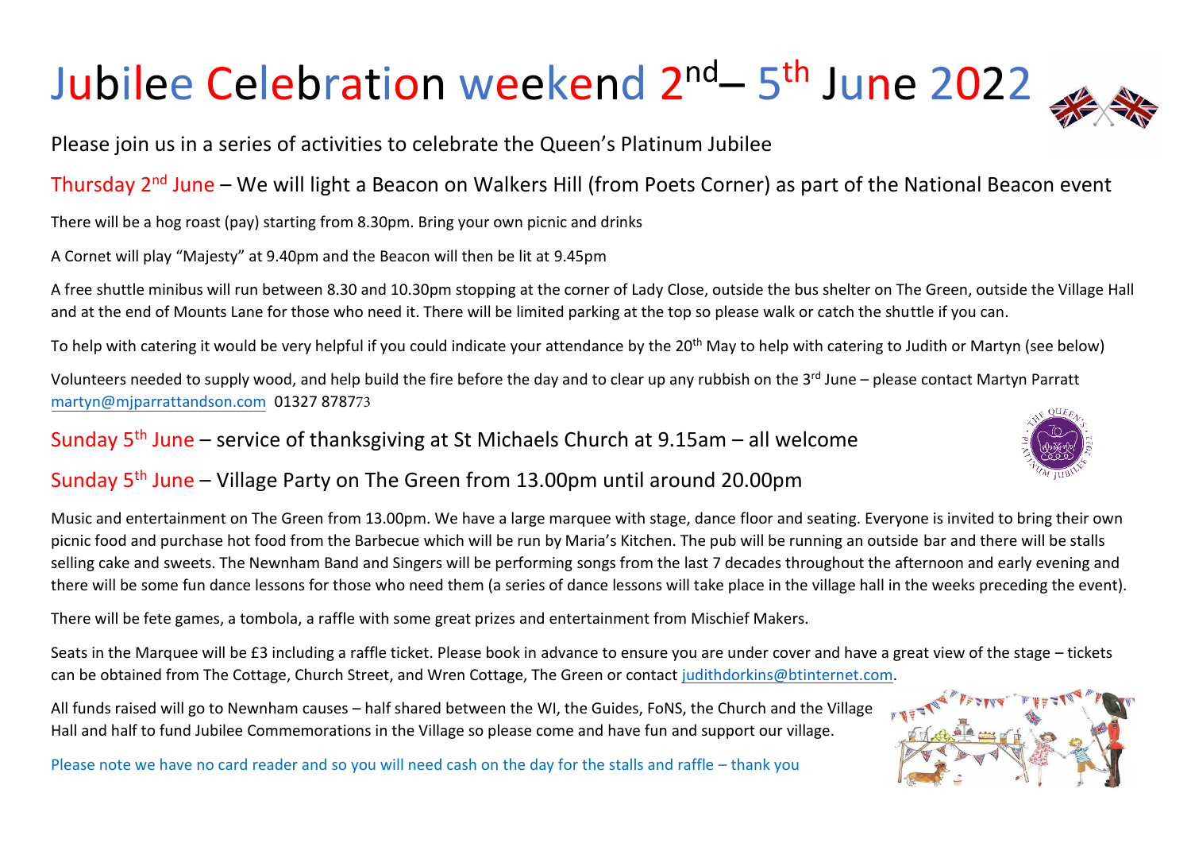# Jubilee Celebration weekend 2nd– 5th June 2022

Please join us in a series of activities to celebrate the Queen's Platinum Jubilee

## Thursday 2nd June – We will light a Beacon on Walkers Hill (from Poets Corner) as part of the National Beacon event

There will be a hog roast (pay) starting from 8.30pm. Bring your own picnic and drinks

A Cornet will play "Majesty" at 9.40pm and the Beacon will then be lit at 9.45pm

A free shuttle minibus will run between 8.30 and 10.30pm stopping at the corner of Lady Close, outside the bus shelter on The Green, outside the Village Hall and at the end of Mounts Lane for those who need it. There will be limited parking at the top so please walk or catch the shuttle if you can.

To help with catering it would be very helpful if you could indicate your attendance by the 20th May to help with catering to Judith or Martyn (see below)

Volunteers needed to supply wood, and help build the fire before the day and to clear up any rubbish on the 3rd June – please contact Martyn Parratt martyn@mjparrattandson.com 01327 878773

## Sunday 5th June – service of thanksgiving at St Michaels Church at 9.15am – all welcome

## Sunday 5th June – Village Party on The Green from 13.00pm until around 20.00pm

Music and entertainment on The Green from 13.00pm. We have a large marquee with stage, dance floor and seating. Everyone is invited to bring their own picnic food and purchase hot food from the Barbecue which will be run by Maria's Kitchen. The pub will be running an outside bar and there will be stalls selling cake and sweets. The Newnham Band and Singers will be performing songs from the last 7 decades throughout the afternoon and early evening and there will be some fun dance lessons for those who need them (a series of dance lessons will take place in the village hall in the weeks preceding the event).

There will be fete games, a tombola, a raffle with some great prizes and entertainment from Mischief Makers.

Seats in the Marquee will be £3 including a raffle ticket. Please book in advance to ensure you are under cover and have a great view of the stage – tickets can be obtained from The Cottage, Church Street, and Wren Cottage, The Green or contact judithdorkins@btinternet.com.

All funds raised will go to Newnham causes – half shared between the WI, the Guides, FoNS, the Church and the Village Hall and half to fund Jubilee Commemorations in the Village so please come and have fun and support our village.

Please note we have no card reader and so you will need cash on the day for the stalls and raffle – thank you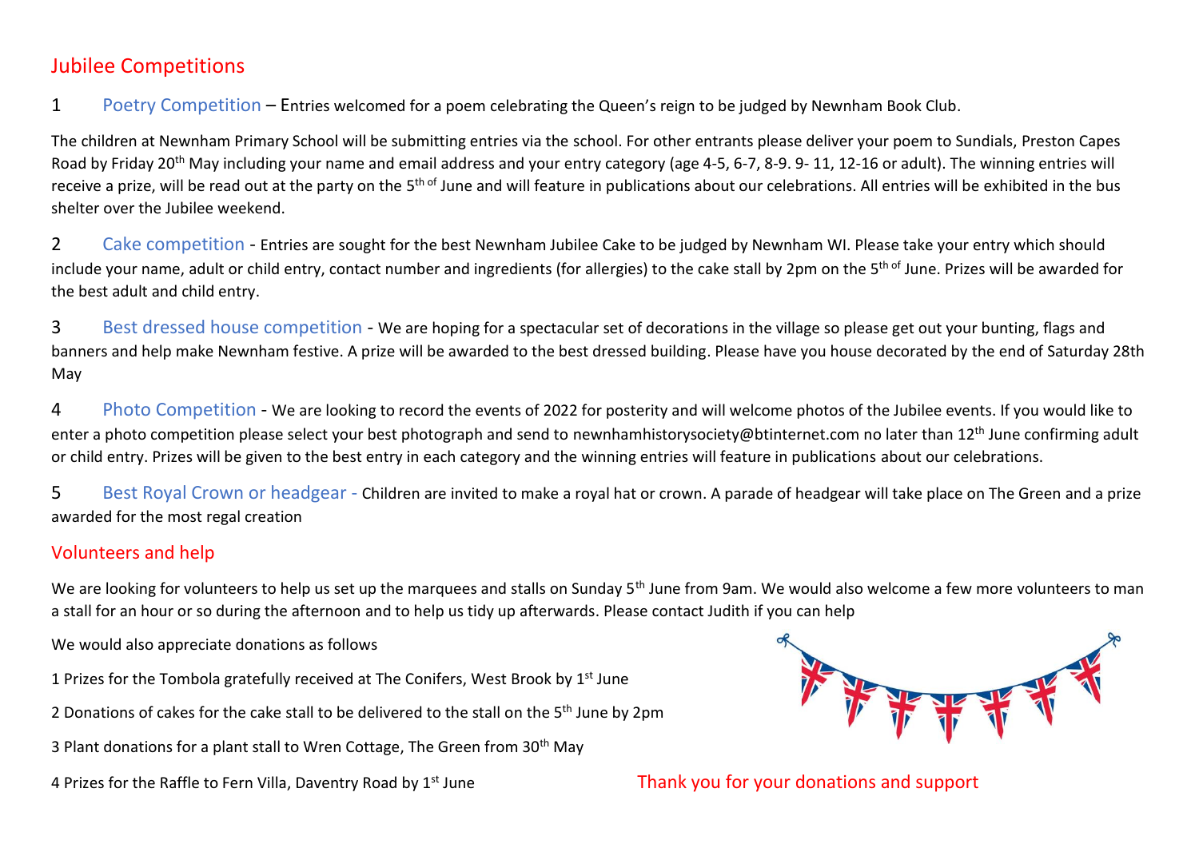## Jubilee Competitions

1 Poetry Competition – Entries welcomed for a poem celebrating the Queen's reign to be judged by Newnham Book Club.

The children at Newnham Primary School will be submitting entries via the school. For other entrants please deliver your poem to Sundials, Preston Capes Road by Friday 20th May including your name and email address and your entry category (age 4-5, 6-7, 8-9. 9- 11, 12-16 or adult). The winning entries will receive a prize, will be read out at the party on the 5th of June and will feature in publications about our celebrations. All entries will be exhibited in the bus shelter over the Jubilee weekend.

2 Cake competition - Entries are sought for the best Newnham Jubilee Cake to be judged by Newnham WI. Please take your entry which should include your name, adult or child entry, contact number and ingredients (for allergies) to the cake stall by 2pm on the 5th of June. Prizes will be awarded for the best adult and child entry.

3 Best dressed house competition - We are hoping for a spectacular set of decorations in the village so please get out your bunting, flags and banners and help make Newnham festive. A prize will be awarded to the best dressed building. Please have you house decorated by the end of Saturday 28th May

4 Photo Competition - We are looking to record the events of 2022 for posterity and will welcome photos of the Jubilee events. If you would like to enter a photo competition please select your best photograph and send to newnhamhistorysociety@btinternet.com no later than 12th June confirming adult or child entry. Prizes will be given to the best entry in each category and the winning entries will feature in publications about our celebrations.

5 Best Royal Crown or headgear - Children are invited to make a royal hat or crown. A parade of headgear will take place on The Green and a prize awarded for the most regal creation

## Volunteers and help

We are looking for volunteers to help us set up the marquees and stalls on Sunday 5th June from 9am. We would also welcome a few more volunteers to man a stall for an hour or so during the afternoon and to help us tidy up afterwards. Please contact Judith if you can help

We would also appreciate donations as follows

1 Prizes for the Tombola gratefully received at The Conifers, West Brook by 1st June

2 Donations of cakes for the cake stall to be delivered to the stall on the 5th June by 2pm

3 Plant donations for a plant stall to Wren Cottage, The Green from 30th May

4 Prizes for the Raffle to Fern Villa, Daventry Road by 1st June

Thank you for your donations and support